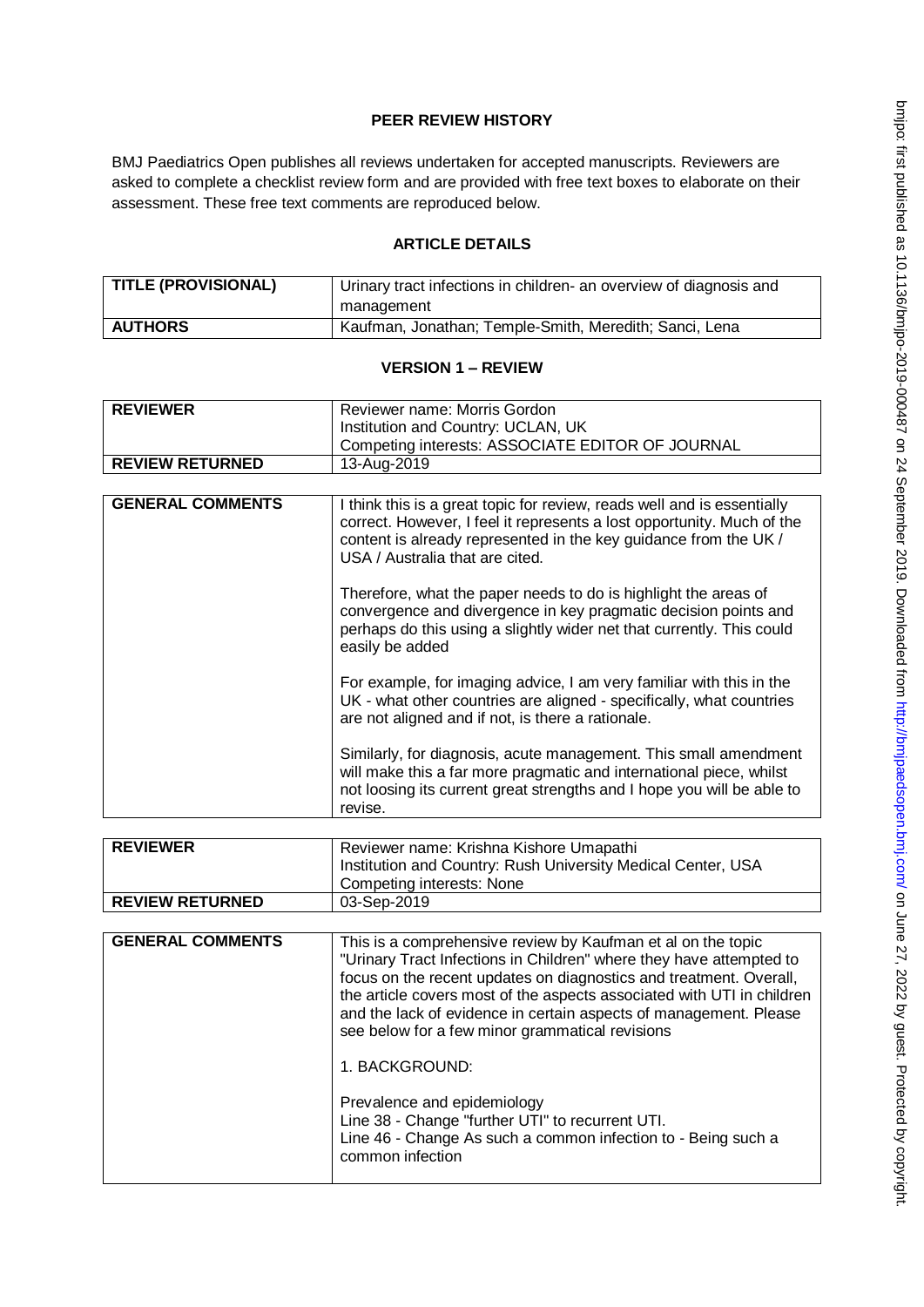## PEER REVIEW HISTORY

BMJ Paediatrics Open publishes all reviews undertaken for accepted manuscripts. Reviewers are asked to complete a checklist review form and are provided with free text boxes to elaborate on their assessment. These free text comments are reproduced below.

## ARTICLE DETAILS

| TITLE (PROVISIONAL) | Urinary tract infections in children- an overview of diagnosis and management |
| --- | --- |
| AUTHORS | Kaufman, Jonathan; Temple-Smith, Meredith; Sanci, Lena |

## VERSION 1 – REVIEW

| REVIEWER | Reviewer name: Morris Gordon<br>Institution and Country: UCLAN, UK<br>Competing interests: ASSOCIATE EDITOR OF JOURNAL |
| --- | --- |
| REVIEW RETURNED | 13-Aug-2019 |

| GENERAL COMMENTS | I think this is a great topic for review, reads well and is essentially correct. However, I feel it represents a lost opportunity. Much of the content is already represented in the key guidance from the UK / USA / Australia that are cited.<br><br>Therefore, what the paper needs to do is highlight the areas of convergence and divergence in key pragmatic decision points and perhaps do this using a slightly wider net that currently. This could easily be added<br><br>For example, for imaging advice, I am very familiar with this in the UK - what other countries are aligned - specifically, what countries are not aligned and if not, is there a rationale.<br><br>Similarly, for diagnosis, acute management. This small amendment will make this a far more pragmatic and international piece, whilst not loosing its current great strengths and I hope you will be able to revise. |
| --- | --- |

| REVIEWER | Reviewer name: Krishna Kishore Umapathi<br>Institution and Country: Rush University Medical Center, USA<br>Competing interests: None |
| --- | --- |
| REVIEW RETURNED | 03-Sep-2019 |

| GENERAL COMMENTS | This is a comprehensive review by Kaufman et al on the topic "Urinary Tract Infections in Children" where they have attempted to focus on the recent updates on diagnostics and treatment. Overall, the article covers most of the aspects associated with UTI in children and the lack of evidence in certain aspects of management. Please see below for a few minor grammatical revisions<br><br>1. BACKGROUND:<br><br>Prevalence and epidemiology<br>Line 38 - Change "further UTI" to recurrent UTI.<br>Line 46 - Change As such a common infection to - Being such a common infection |
| --- | --- |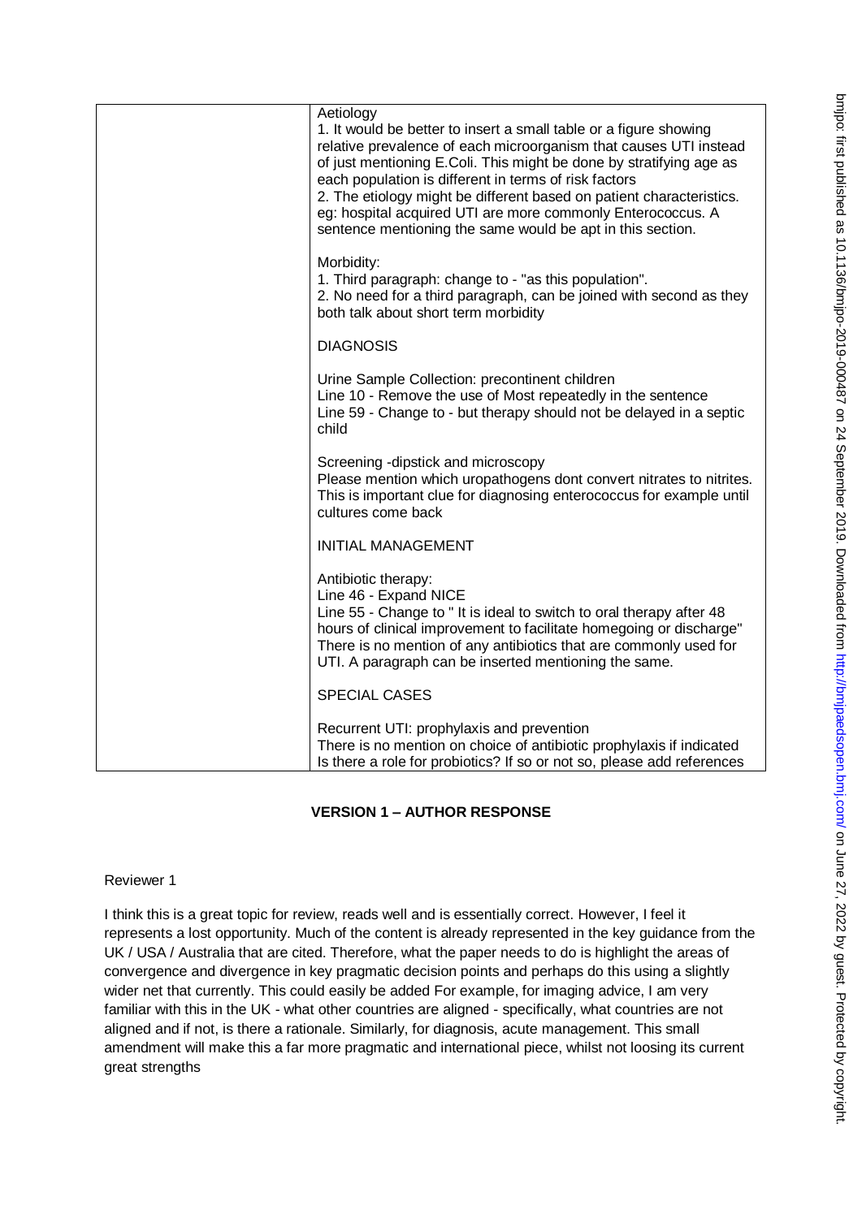| | Aetiology<br>1. It would be better to insert a small table or a figure showing relative prevalence of each microorganism that causes UTI instead of just mentioning E.Coli. This might be done by stratifying age as each population is different in terms of risk factors<br>2. The etiology might be different based on patient characteristics. eg: hospital acquired UTI are more commonly Enterococcus. A sentence mentioning the same would be apt in this section.<br><br>Morbidity:<br>1. Third paragraph: change to - "as this population".<br>2. No need for a third paragraph, can be joined with second as they both talk about short term morbidity<br><br>DIAGNOSIS<br><br>Urine Sample Collection: precontinent children<br>Line 10 - Remove the use of Most repeatedly in the sentence<br>Line 59 - Change to - but therapy should not be delayed in a septic child<br><br>Screening -dipstick and microscopy<br>Please mention which uropathogens dont convert nitrates to nitrites. This is important clue for diagnosing enterococcus for example until cultures come back<br><br>INITIAL MANAGEMENT<br><br>Antibiotic therapy:<br>Line 46 - Expand NICE<br>Line 55 - Change to " It is ideal to switch to oral therapy after 48 hours of clinical improvement to facilitate homegoing or discharge"<br>There is no mention of any antibiotics that are commonly used for UTI. A paragraph can be inserted mentioning the same.<br><br>SPECIAL CASES<br><br>Recurrent UTI: prophylaxis and prevention<br>There is no mention on choice of antibiotic prophylaxis if indicated<br>Is there a role for probiotics? If so or not so, please add references |
|---|---|

## VERSION 1 – AUTHOR RESPONSE

Reviewer 1

I think this is a great topic for review, reads well and is essentially correct. However, I feel it represents a lost opportunity. Much of the content is already represented in the key guidance from the UK / USA / Australia that are cited. Therefore, what the paper needs to do is highlight the areas of convergence and divergence in key pragmatic decision points and perhaps do this using a slightly wider net that currently. This could easily be added For example, for imaging advice, I am very familiar with this in the UK - what other countries are aligned - specifically, what countries are not aligned and if not, is there a rationale. Similarly, for diagnosis, acute management. This small amendment will make this a far more pragmatic and international piece, whilst not loosing its current great strengths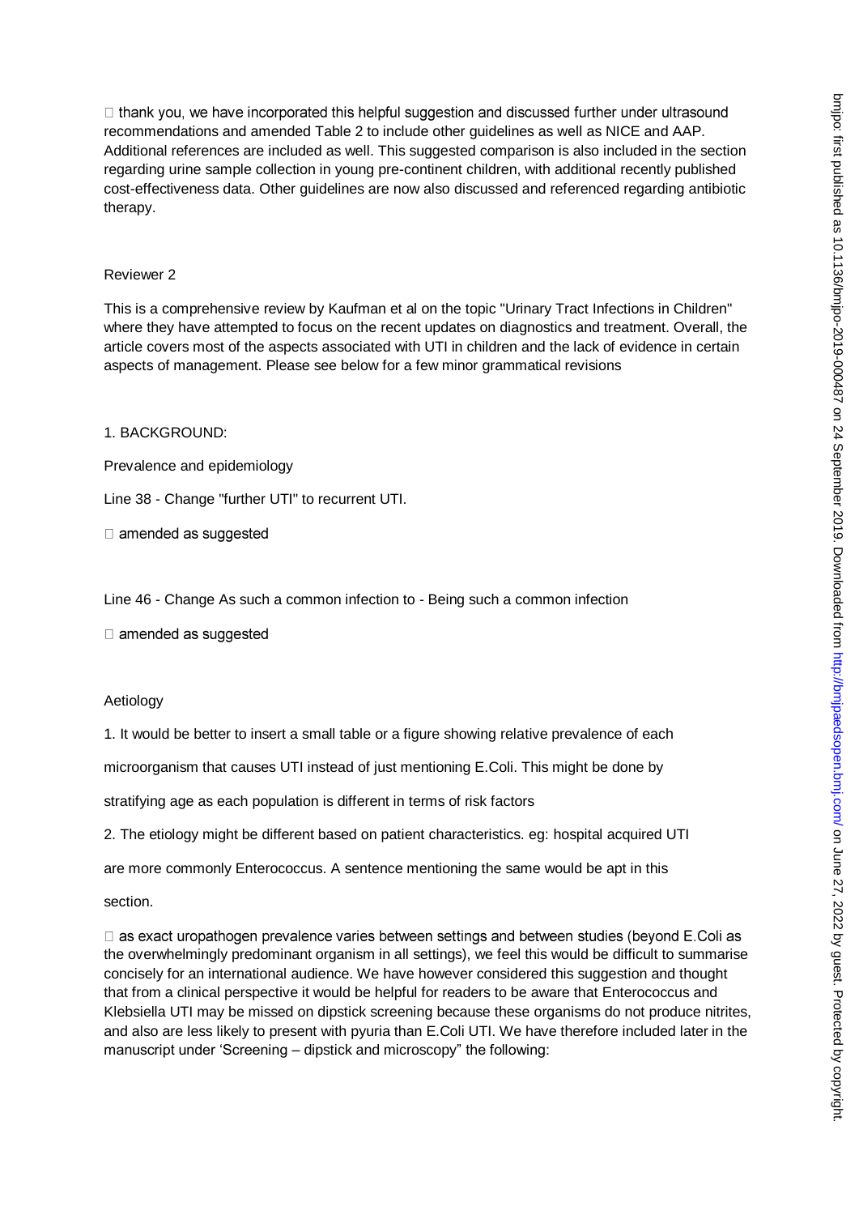thank you, we have incorporated this helpful suggestion and discussed further under ultrasound recommendations and amended Table 2 to include other guidelines as well as NICE and AAP. Additional references are included as well. This suggested comparison is also included in the section regarding urine sample collection in young pre-continent children, with additional recently published cost-effectiveness data. Other guidelines are now also discussed and referenced regarding antibiotic therapy.

Reviewer 2

This is a comprehensive review by Kaufman et al on the topic "Urinary Tract Infections in Children" where they have attempted to focus on the recent updates on diagnostics and treatment. Overall, the article covers most of the aspects associated with UTI in children and the lack of evidence in certain aspects of management. Please see below for a few minor grammatical revisions

1. BACKGROUND:

Prevalence and epidemiology

Line 38 - Change "further UTI" to recurrent UTI.

 amended as suggested

Line 46 - Change As such a common infection to - Being such a common infection

 amended as suggested

Aetiology

1. It would be better to insert a small table or a figure showing relative prevalence of each microorganism that causes UTI instead of just mentioning E.Coli. This might be done by stratifying age as each population is different in terms of risk factors

2. The etiology might be different based on patient characteristics. eg: hospital acquired UTI are more commonly Enterococcus. A sentence mentioning the same would be apt in this section.

 as exact uropathogen prevalence varies between settings and between studies (beyond E.Coli as the overwhelmingly predominant organism in all settings), we feel this would be difficult to summarise concisely for an international audience. We have however considered this suggestion and thought that from a clinical perspective it would be helpful for readers to be aware that Enterococcus and Klebsiella UTI may be missed on dipstick screening because these organisms do not produce nitrites, and also are less likely to present with pyuria than E.Coli UTI. We have therefore included later in the manuscript under 'Screening – dipstick and microscopy" the following: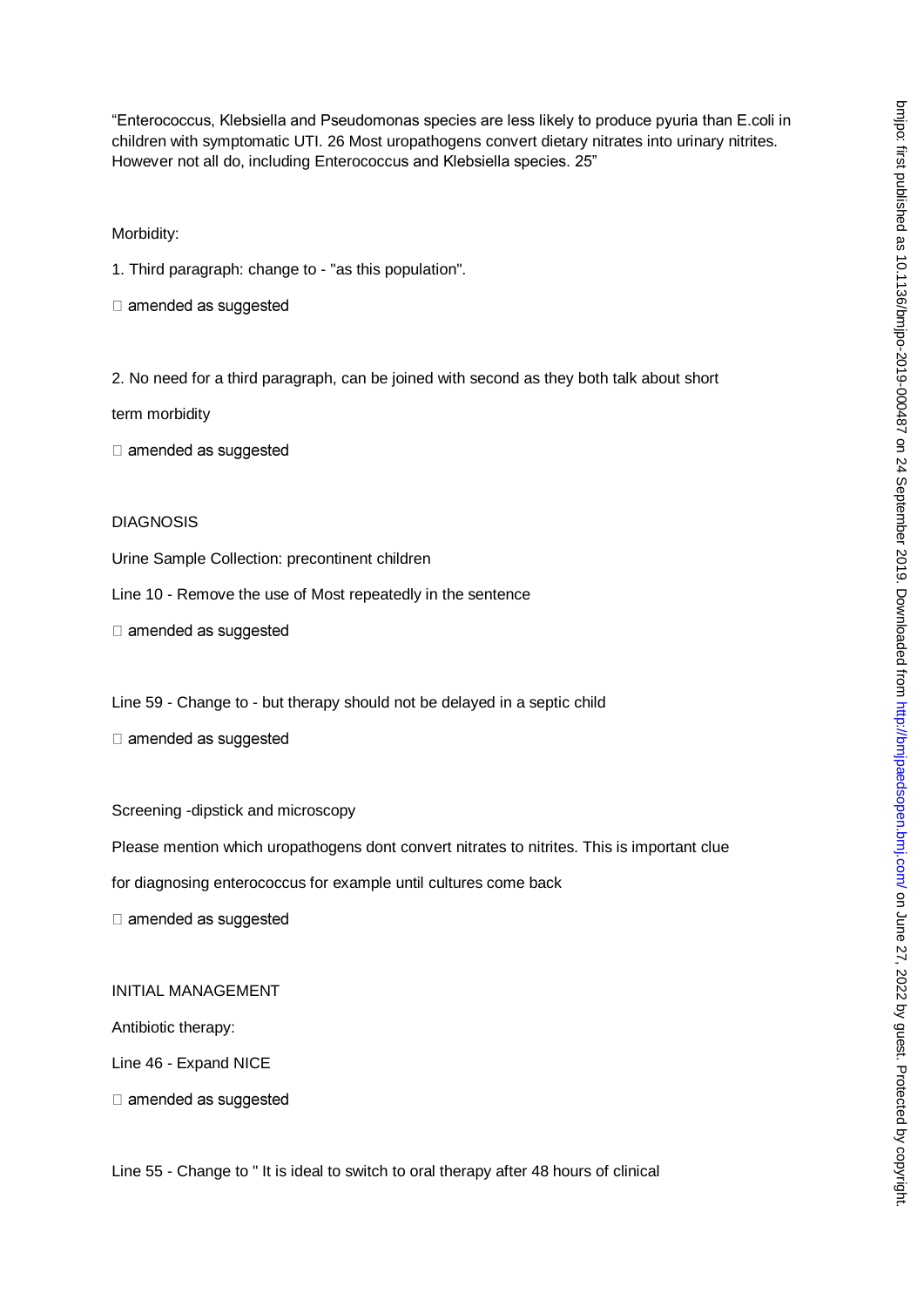"Enterococcus, Klebsiella and Pseudomonas species are less likely to produce pyuria than E.coli in children with symptomatic UTI. 26 Most uropathogens convert dietary nitrates into urinary nitrites. However not all do, including Enterococcus and Klebsiella species. 25"

Morbidity:

1. Third paragraph: change to - "as this population".

 amended as suggested

2. No need for a third paragraph, can be joined with second as they both talk about short term morbidity

 amended as suggested

DIAGNOSIS

Urine Sample Collection: precontinent children

Line 10 - Remove the use of Most repeatedly in the sentence

 amended as suggested

Line 59 - Change to - but therapy should not be delayed in a septic child

 amended as suggested

Screening -dipstick and microscopy

Please mention which uropathogens dont convert nitrates to nitrites. This is important clue for diagnosing enterococcus for example until cultures come back

 amended as suggested

INITIAL MANAGEMENT

Antibiotic therapy:

Line 46 - Expand NICE

 amended as suggested

Line 55 - Change to " It is ideal to switch to oral therapy after 48 hours of clinical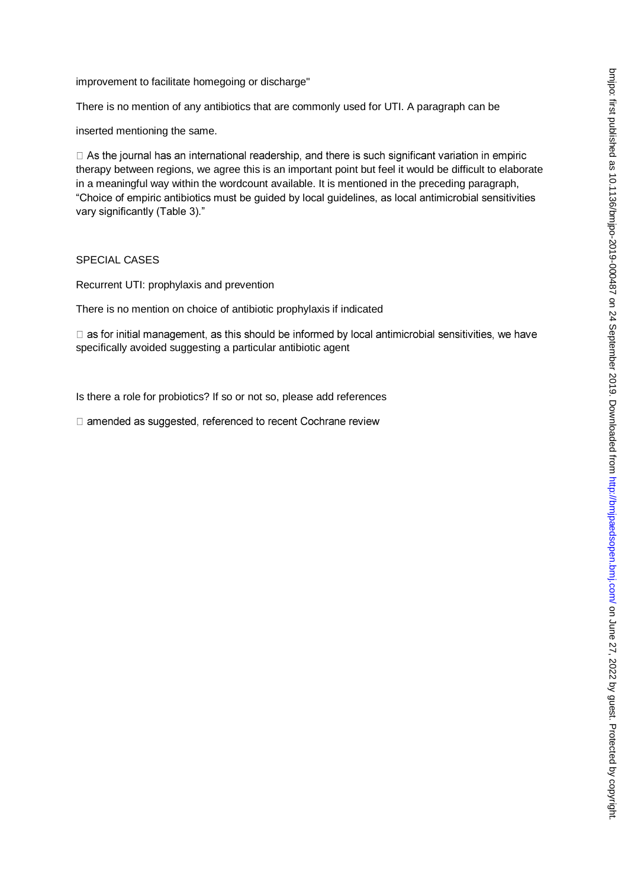improvement to facilitate homegoing or discharge"

There is no mention of any antibiotics that are commonly used for UTI. A paragraph can be

inserted mentioning the same.

 As the journal has an international readership, and there is such significant variation in empiric therapy between regions, we agree this is an important point but feel it would be difficult to elaborate in a meaningful way within the wordcount available. It is mentioned in the preceding paragraph, "Choice of empiric antibiotics must be guided by local guidelines, as local antimicrobial sensitivities vary significantly (Table 3)."

SPECIAL CASES

Recurrent UTI: prophylaxis and prevention

There is no mention on choice of antibiotic prophylaxis if indicated

 as for initial management, as this should be informed by local antimicrobial sensitivities, we have specifically avoided suggesting a particular antibiotic agent

Is there a role for probiotics? If so or not so, please add references

 amended as suggested, referenced to recent Cochrane review